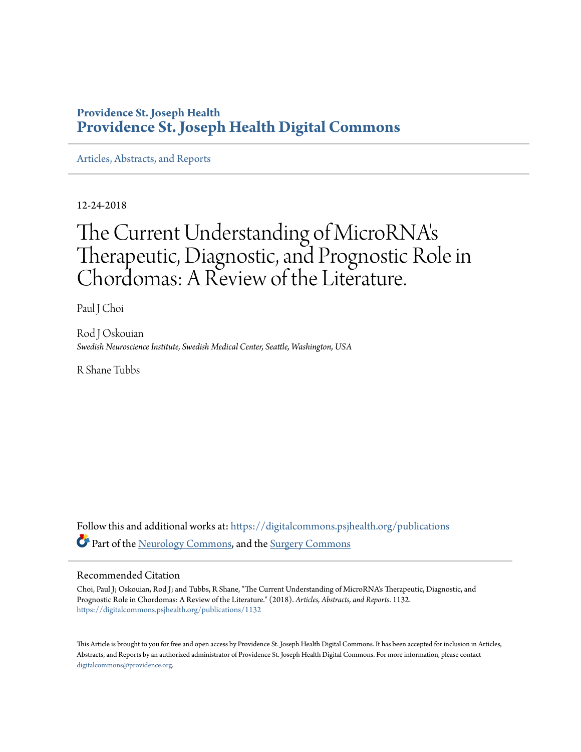**Providence St. Joseph Health**
**Providence St. Joseph Health Digital Commons**

Articles, Abstracts, and Reports

---

12-24-2018

# The Current Understanding of MicroRNA's Therapeutic, Diagnostic, and Prognostic Role in Chordomas: A Review of the Literature.

Paul J Choi

Rod J Oskouian
*Swedish Neuroscience Institute, Swedish Medical Center, Seattle, Washington, USA*

R Shane Tubbs

Follow this and additional works at: https://digitalcommons.psjhealth.org/publications

Part of the Neurology Commons, and the Surgery Commons

## Recommended Citation

Choi, Paul J; Oskouian, Rod J; and Tubbs, R Shane, "The Current Understanding of MicroRNA's Therapeutic, Diagnostic, and Prognostic Role in Chordomas: A Review of the Literature." (2018). *Articles, Abstracts, and Reports*. 1132.
https://digitalcommons.psjhealth.org/publications/1132

This Article is brought to you for free and open access by Providence St. Joseph Health Digital Commons. It has been accepted for inclusion in Articles, Abstracts, and Reports by an authorized administrator of Providence St. Joseph Health Digital Commons. For more information, please contact digitalcommons@providence.org.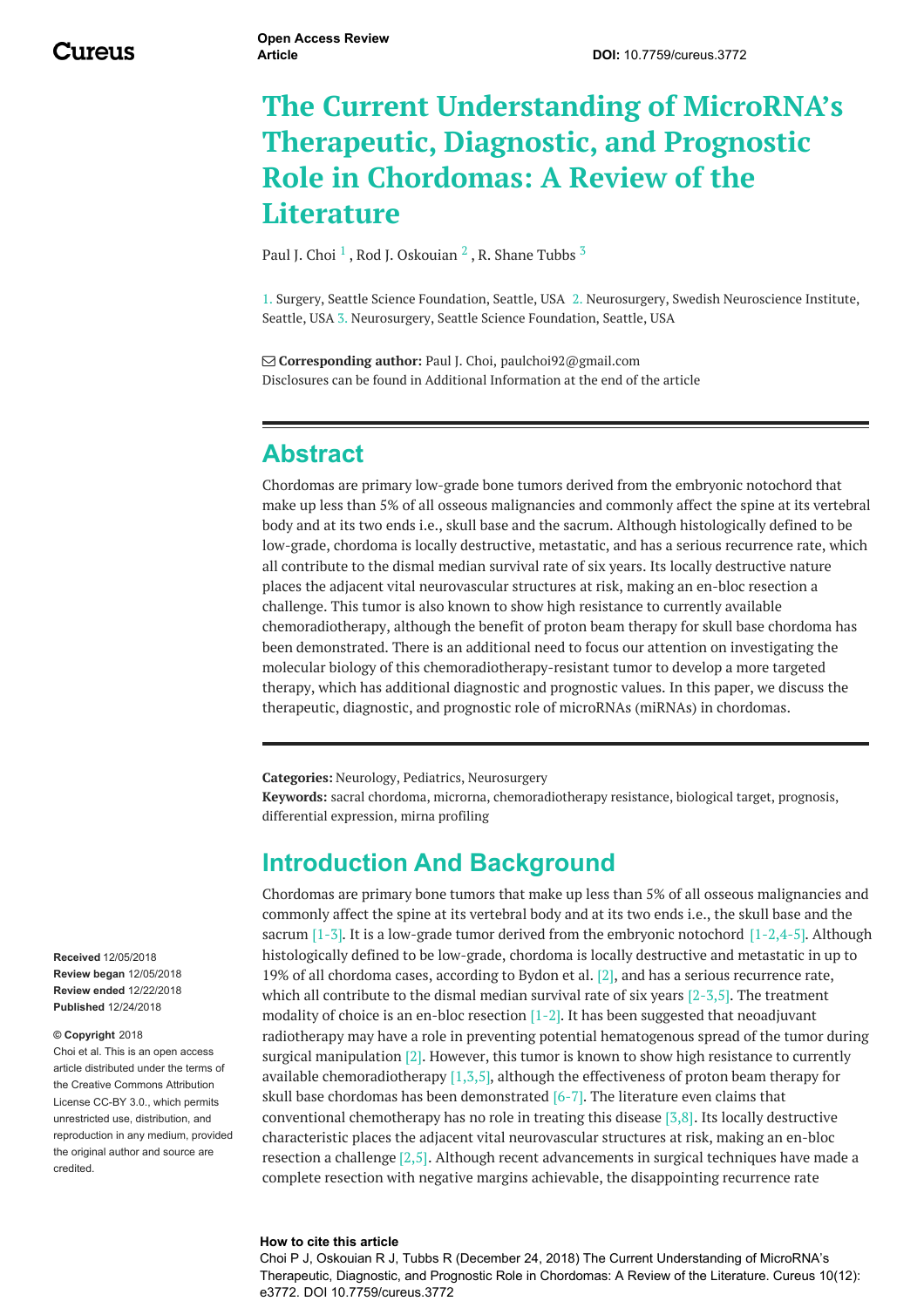Cureus

**Open Access Review Article**

**DOI:** 10.7759/cureus.3772

# The Current Understanding of MicroRNA's Therapeutic, Diagnostic, and Prognostic Role in Chordomas: A Review of the Literature

Paul J. Choi [1] , Rod J. Oskouian [2] , R. Shane Tubbs [3]

1. Surgery, Seattle Science Foundation, Seattle, USA 2. Neurosurgery, Swedish Neuroscience Institute, Seattle, USA 3. Neurosurgery, Seattle Science Foundation, Seattle, USA

**Corresponding author:** Paul J. Choi, paulchoi92@gmail.com
Disclosures can be found in Additional Information at the end of the article

## Abstract

Chordomas are primary low-grade bone tumors derived from the embryonic notochord that make up less than 5% of all osseous malignancies and commonly affect the spine at its vertebral body and at its two ends i.e., skull base and the sacrum. Although histologically defined to be low-grade, chordoma is locally destructive, metastatic, and has a serious recurrence rate, which all contribute to the dismal median survival rate of six years. Its locally destructive nature places the adjacent vital neurovascular structures at risk, making an en-bloc resection a challenge. This tumor is also known to show high resistance to currently available chemoradiotherapy, although the benefit of proton beam therapy for skull base chordoma has been demonstrated. There is an additional need to focus our attention on investigating the molecular biology of this chemoradiotherapy-resistant tumor to develop a more targeted therapy, which has additional diagnostic and prognostic values. In this paper, we discuss the therapeutic, diagnostic, and prognostic role of microRNAs (miRNAs) in chordomas.

**Categories:** Neurology, Pediatrics, Neurosurgery
**Keywords:** sacral chordoma, microrna, chemoradiotherapy resistance, biological target, prognosis, differential expression, mirna profiling

## Introduction And Background

Chordomas are primary bone tumors that make up less than 5% of all osseous malignancies and commonly affect the spine at its vertebral body and at its two ends i.e., the skull base and the sacrum [1-3]. It is a low-grade tumor derived from the embryonic notochord [1-2,4-5]. Although histologically defined to be low-grade, chordoma is locally destructive and metastatic in up to 19% of all chordoma cases, according to Bydon et al. [2], and has a serious recurrence rate, which all contribute to the dismal median survival rate of six years [2-3,5]. The treatment modality of choice is an en-bloc resection [1-2]. It has been suggested that neoadjuvant radiotherapy may have a role in preventing potential hematogenous spread of the tumor during surgical manipulation [2]. However, this tumor is known to show high resistance to currently available chemoradiotherapy [1,3,5], although the effectiveness of proton beam therapy for skull base chordomas has been demonstrated [6-7]. The literature even claims that conventional chemotherapy has no role in treating this disease [3,8]. Its locally destructive characteristic places the adjacent vital neurovascular structures at risk, making an en-bloc resection a challenge [2,5]. Although recent advancements in surgical techniques have made a complete resection with negative margins achievable, the disappointing recurrence rate

**Received** 12/05/2018
**Review began** 12/05/2018
**Review ended** 12/22/2018
**Published** 12/24/2018

**© Copyright** 2018
Choi et al. This is an open access article distributed under the terms of the Creative Commons Attribution License CC-BY 3.0., which permits unrestricted use, distribution, and reproduction in any medium, provided the original author and source are credited.

**How to cite this article**
Choi P J, Oskouian R J, Tubbs R (December 24, 2018) The Current Understanding of MicroRNA's Therapeutic, Diagnostic, and Prognostic Role in Chordomas: A Review of the Literature. Cureus 10(12): e3772. DOI 10.7759/cureus.3772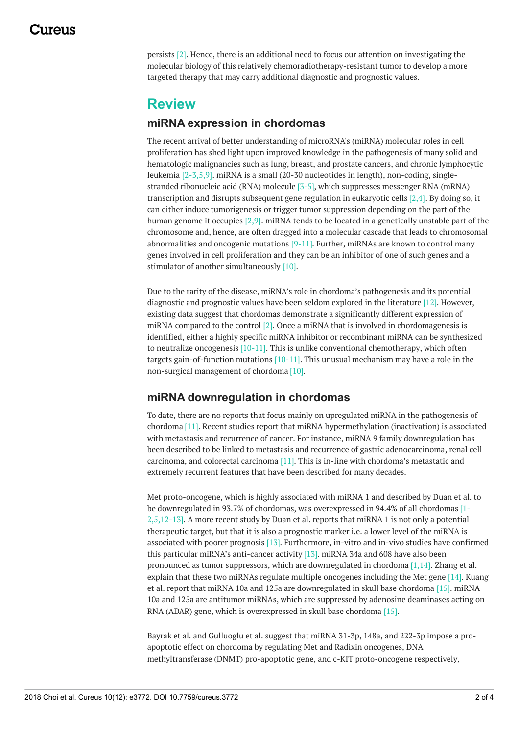persists [2]. Hence, there is an additional need to focus our attention on investigating the molecular biology of this relatively chemoradiotherapy-resistant tumor to develop a more targeted therapy that may carry additional diagnostic and prognostic values.

# Review

## miRNA expression in chordomas

The recent arrival of better understanding of microRNA's (miRNA) molecular roles in cell proliferation has shed light upon improved knowledge in the pathogenesis of many solid and hematologic malignancies such as lung, breast, and prostate cancers, and chronic lymphocytic leukemia [2-3,5,9]. miRNA is a small (20-30 nucleotides in length), non-coding, single-stranded ribonucleic acid (RNA) molecule [3-5], which suppresses messenger RNA (mRNA) transcription and disrupts subsequent gene regulation in eukaryotic cells [2,4]. By doing so, it can either induce tumorigenesis or trigger tumor suppression depending on the part of the human genome it occupies [2,9]. miRNA tends to be located in a genetically unstable part of the chromosome and, hence, are often dragged into a molecular cascade that leads to chromosomal abnormalities and oncogenic mutations [9-11]. Further, miRNAs are known to control many genes involved in cell proliferation and they can be an inhibitor of one of such genes and a stimulator of another simultaneously [10].

Due to the rarity of the disease, miRNA's role in chordoma's pathogenesis and its potential diagnostic and prognostic values have been seldom explored in the literature [12]. However, existing data suggest that chordomas demonstrate a significantly different expression of miRNA compared to the control [2]. Once a miRNA that is involved in chordomagenesis is identified, either a highly specific miRNA inhibitor or recombinant miRNA can be synthesized to neutralize oncogenesis [10-11]. This is unlike conventional chemotherapy, which often targets gain-of-function mutations [10-11]. This unusual mechanism may have a role in the non-surgical management of chordoma [10].

## miRNA downregulation in chordomas

To date, there are no reports that focus mainly on upregulated miRNA in the pathogenesis of chordoma [11]. Recent studies report that miRNA hypermethylation (inactivation) is associated with metastasis and recurrence of cancer. For instance, miRNA 9 family downregulation has been described to be linked to metastasis and recurrence of gastric adenocarcinoma, renal cell carcinoma, and colorectal carcinoma [11]. This is in-line with chordoma's metastatic and extremely recurrent features that have been described for many decades.

Met proto-oncogene, which is highly associated with miRNA 1 and described by Duan et al. to be downregulated in 93.7% of chordomas, was overexpressed in 94.4% of all chordomas [1-2,5,12-13]. A more recent study by Duan et al. reports that miRNA 1 is not only a potential therapeutic target, but that it is also a prognostic marker i.e. a lower level of the miRNA is associated with poorer prognosis [13]. Furthermore, in-vitro and in-vivo studies have confirmed this particular miRNA's anti-cancer activity [13]. miRNA 34a and 608 have also been pronounced as tumor suppressors, which are downregulated in chordoma [1,14]. Zhang et al. explain that these two miRNAs regulate multiple oncogenes including the Met gene [14]. Kuang et al. report that miRNA 10a and 125a are downregulated in skull base chordoma [15]. miRNA 10a and 125a are antitumor miRNAs, which are suppressed by adenosine deaminases acting on RNA (ADAR) gene, which is overexpressed in skull base chordoma [15].

Bayrak et al. and Gulluoglu et al. suggest that miRNA 31-3p, 148a, and 222-3p impose a pro-apoptotic effect on chordoma by regulating Met and Radixin oncogenes, DNA methyltransferase (DNMT) pro-apoptotic gene, and c-KIT proto-oncogene respectively,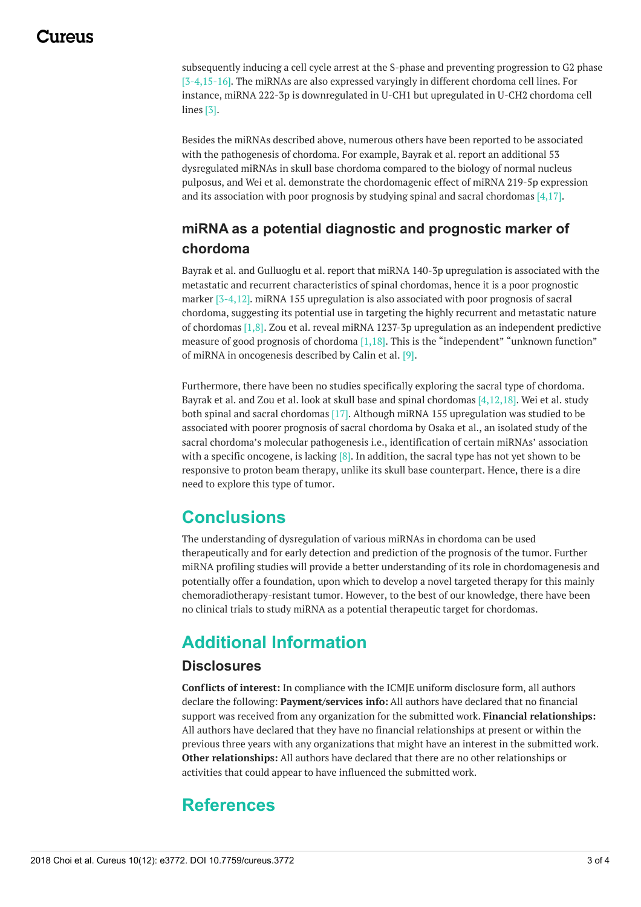subsequently inducing a cell cycle arrest at the S-phase and preventing progression to G2 phase [3-4,15-16]. The miRNAs are also expressed varyingly in different chordoma cell lines. For instance, miRNA 222-3p is downregulated in U-CH1 but upregulated in U-CH2 chordoma cell lines [3].

Besides the miRNAs described above, numerous others have been reported to be associated with the pathogenesis of chordoma. For example, Bayrak et al. report an additional 53 dysregulated miRNAs in skull base chordoma compared to the biology of normal nucleus pulposus, and Wei et al. demonstrate the chordomagenic effect of miRNA 219-5p expression and its association with poor prognosis by studying spinal and sacral chordomas [4,17].

### miRNA as a potential diagnostic and prognostic marker of chordoma

Bayrak et al. and Gulluoglu et al. report that miRNA 140-3p upregulation is associated with the metastatic and recurrent characteristics of spinal chordomas, hence it is a poor prognostic marker [3-4,12]. miRNA 155 upregulation is also associated with poor prognosis of sacral chordoma, suggesting its potential use in targeting the highly recurrent and metastatic nature of chordomas [1,8]. Zou et al. reveal miRNA 1237-3p upregulation as an independent predictive measure of good prognosis of chordoma [1,18]. This is the "independent" "unknown function" of miRNA in oncogenesis described by Calin et al. [9].

Furthermore, there have been no studies specifically exploring the sacral type of chordoma. Bayrak et al. and Zou et al. look at skull base and spinal chordomas [4,12,18]. Wei et al. study both spinal and sacral chordomas [17]. Although miRNA 155 upregulation was studied to be associated with poorer prognosis of sacral chordoma by Osaka et al., an isolated study of the sacral chordoma's molecular pathogenesis i.e., identification of certain miRNAs' association with a specific oncogene, is lacking [8]. In addition, the sacral type has not yet shown to be responsive to proton beam therapy, unlike its skull base counterpart. Hence, there is a dire need to explore this type of tumor.

## Conclusions

The understanding of dysregulation of various miRNAs in chordoma can be used therapeutically and for early detection and prediction of the prognosis of the tumor. Further miRNA profiling studies will provide a better understanding of its role in chordomagenesis and potentially offer a foundation, upon which to develop a novel targeted therapy for this mainly chemoradiotherapy-resistant tumor. However, to the best of our knowledge, there have been no clinical trials to study miRNA as a potential therapeutic target for chordomas.

## Additional Information

### Disclosures

**Conflicts of interest:** In compliance with the ICMJE uniform disclosure form, all authors declare the following: **Payment/services info:** All authors have declared that no financial support was received from any organization for the submitted work. **Financial relationships:** All authors have declared that they have no financial relationships at present or within the previous three years with any organizations that might have an interest in the submitted work. **Other relationships:** All authors have declared that there are no other relationships or activities that could appear to have influenced the submitted work.

## References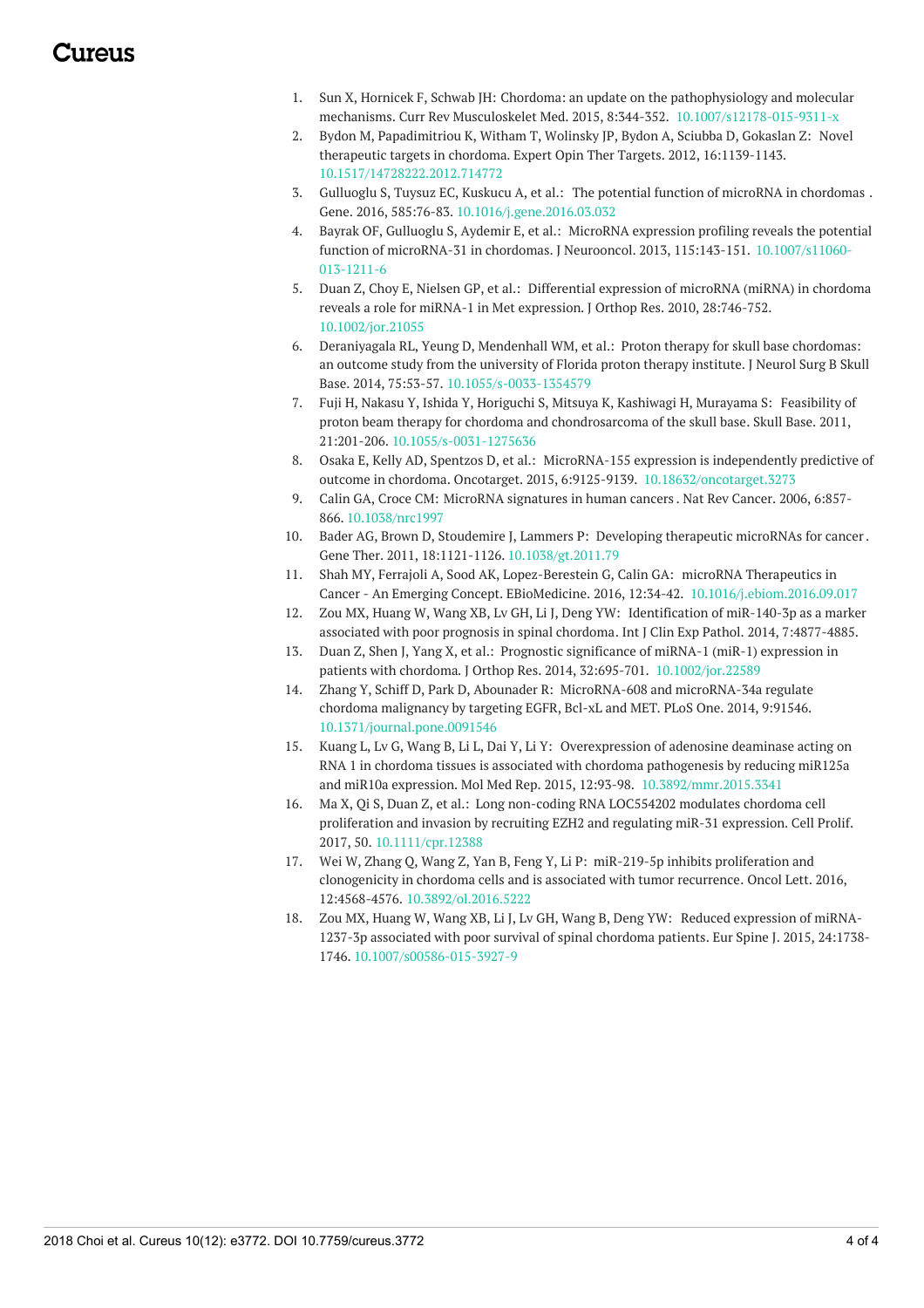1. Sun X, Hornicek F, Schwab JH: Chordoma: an update on the pathophysiology and molecular mechanisms. Curr Rev Musculoskelet Med. 2015, 8:344-352. 10.1007/s12178-015-9311-x
2. Bydon M, Papadimitriou K, Witham T, Wolinsky JP, Bydon A, Sciubba D, Gokaslan Z: Novel therapeutic targets in chordoma. Expert Opin Ther Targets. 2012, 16:1139-1143. 10.1517/14728222.2012.714772
3. Gulluoglu S, Tuysuz EC, Kuskucu A, et al.: The potential function of microRNA in chordomas . Gene. 2016, 585:76-83. 10.1016/j.gene.2016.03.032
4. Bayrak OF, Gulluoglu S, Aydemir E, et al.: MicroRNA expression profiling reveals the potential function of microRNA-31 in chordomas. J Neurooncol. 2013, 115:143-151. 10.1007/s11060-013-1211-6
5. Duan Z, Choy E, Nielsen GP, et al.: Differential expression of microRNA (miRNA) in chordoma reveals a role for miRNA-1 in Met expression. J Orthop Res. 2010, 28:746-752. 10.1002/jor.21055
6. Deraniyagala RL, Yeung D, Mendenhall WM, et al.: Proton therapy for skull base chordomas: an outcome study from the university of Florida proton therapy institute. J Neurol Surg B Skull Base. 2014, 75:53-57. 10.1055/s-0033-1354579
7. Fuji H, Nakasu Y, Ishida Y, Horiguchi S, Mitsuya K, Kashiwagi H, Murayama S: Feasibility of proton beam therapy for chordoma and chondrosarcoma of the skull base. Skull Base. 2011, 21:201-206. 10.1055/s-0031-1275636
8. Osaka E, Kelly AD, Spentzos D, et al.: MicroRNA-155 expression is independently predictive of outcome in chordoma. Oncotarget. 2015, 6:9125-9139. 10.18632/oncotarget.3273
9. Calin GA, Croce CM: MicroRNA signatures in human cancers . Nat Rev Cancer. 2006, 6:857-866. 10.1038/nrc1997
10. Bader AG, Brown D, Stoudemire J, Lammers P: Developing therapeutic microRNAs for cancer . Gene Ther. 2011, 18:1121-1126. 10.1038/gt.2011.79
11. Shah MY, Ferrajoli A, Sood AK, Lopez-Berestein G, Calin GA: microRNA Therapeutics in Cancer - An Emerging Concept. EBioMedicine. 2016, 12:34-42. 10.1016/j.ebiom.2016.09.017
12. Zou MX, Huang W, Wang XB, Lv GH, Li J, Deng YW: Identification of miR-140-3p as a marker associated with poor prognosis in spinal chordoma. Int J Clin Exp Pathol. 2014, 7:4877-4885.
13. Duan Z, Shen J, Yang X, et al.: Prognostic significance of miRNA-1 (miR-1) expression in patients with chordoma. J Orthop Res. 2014, 32:695-701. 10.1002/jor.22589
14. Zhang Y, Schiff D, Park D, Abounader R: MicroRNA-608 and microRNA-34a regulate chordoma malignancy by targeting EGFR, Bcl-xL and MET. PLoS One. 2014, 9:91546. 10.1371/journal.pone.0091546
15. Kuang L, Lv G, Wang B, Li L, Dai Y, Li Y: Overexpression of adenosine deaminase acting on RNA 1 in chordoma tissues is associated with chordoma pathogenesis by reducing miR125a and miR10a expression. Mol Med Rep. 2015, 12:93-98. 10.3892/mmr.2015.3341
16. Ma X, Qi S, Duan Z, et al.: Long non-coding RNA LOC554202 modulates chordoma cell proliferation and invasion by recruiting EZH2 and regulating miR-31 expression. Cell Prolif. 2017, 50. 10.1111/cpr.12388
17. Wei W, Zhang Q, Wang Z, Yan B, Feng Y, Li P: miR-219-5p inhibits proliferation and clonogenicity in chordoma cells and is associated with tumor recurrence. Oncol Lett. 2016, 12:4568-4576. 10.3892/ol.2016.5222
18. Zou MX, Huang W, Wang XB, Li J, Lv GH, Wang B, Deng YW: Reduced expression of miRNA-1237-3p associated with poor survival of spinal chordoma patients. Eur Spine J. 2015, 24:1738-1746. 10.1007/s00586-015-3927-9